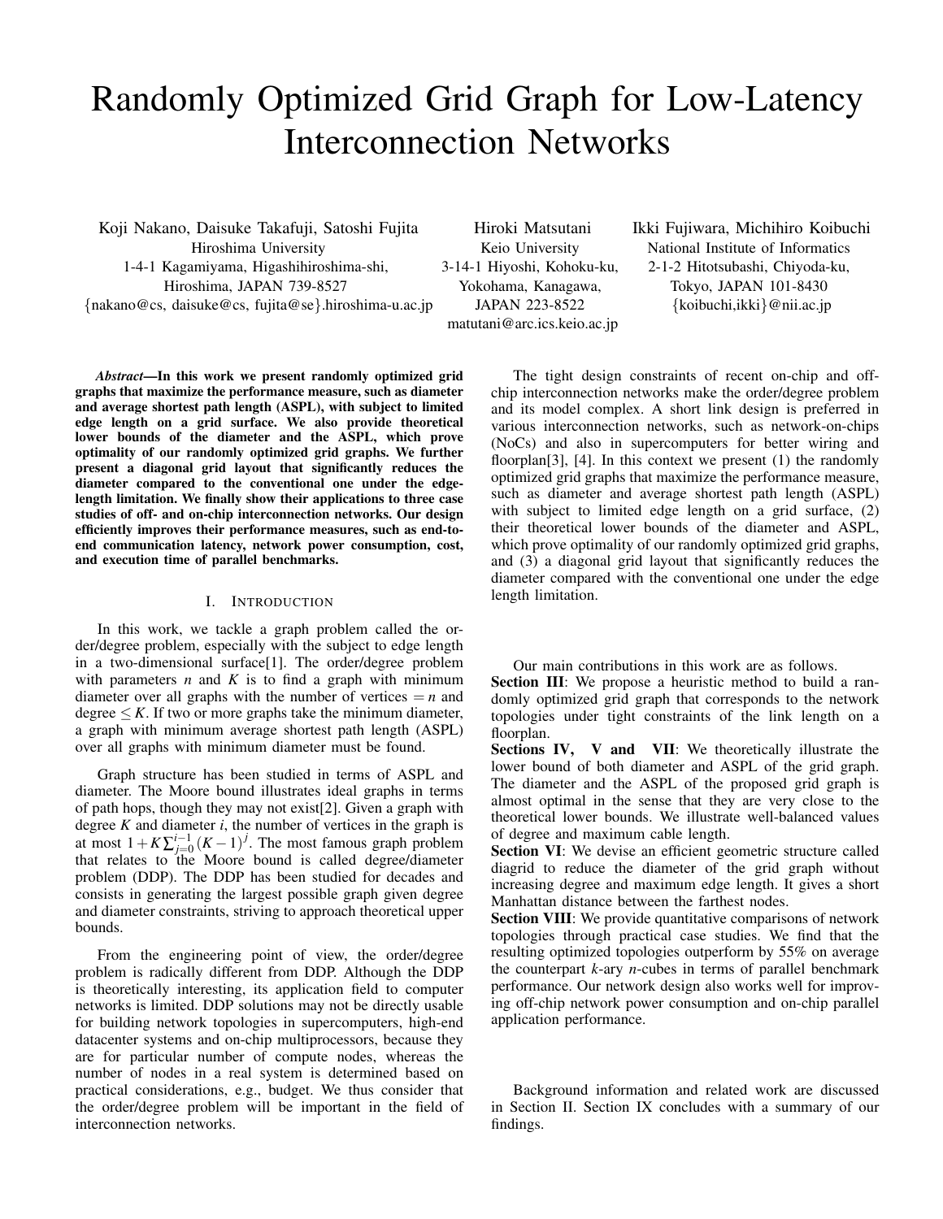# Randomly Optimized Grid Graph for Low-Latency Interconnection Networks

Koji Nakano, Daisuke Takafuji, Satoshi Fujita
Hiroshima University
1-4-1 Kagamiyama, Higashihiroshima-shi,
Hiroshima, JAPAN 739-8527
{nakano@cs, daisuke@cs, fujita@se}.hiroshima-u.ac.jp

Hiroki Matsutani
Keio University
3-14-1 Hiyoshi, Kohoku-ku,
Yokohama, Kanagawa,
JAPAN 223-8522
matutani@arc.ics.keio.ac.jp

Ikki Fujiwara, Michihiro Koibuchi
National Institute of Informatics
2-1-2 Hitotsubashi, Chiyoda-ku,
Tokyo, JAPAN 101-8430
{koibuchi,ikki}@nii.ac.jp

***Abstract*—In this work we present randomly optimized grid graphs that maximize their performance measure, such as diameter and average shortest path length (ASPL), with subject to limited edge length on a grid surface. We also provide theoretical lower bounds of the diameter and the ASPL, which prove optimality of our randomly optimized grid graphs. We further present a diagonal grid layout that significantly reduces the diameter compared to the conventional one under the edge-length limitation. We finally show their applications to three case studies of off- and on-chip interconnection networks. Our design efficiently improves their performance measures, such as end-to-end communication latency, network power consumption, cost, and execution time of parallel benchmarks.**

## I. Introduction

In this work, we tackle a graph problem called the order/degree problem, especially with the subject to edge length in a two-dimensional surface[1]. The order/degree problem with parameters $n$ and $K$ is to find a graph with minimum diameter over all graphs with the number of vertices $= n$ and degree $\leq K$. If two or more graphs take the minimum diameter, a graph with minimum average shortest path length (ASPL) over all graphs with minimum diameter must be found.

Graph structure has been studied in terms of ASPL and diameter. The Moore bound illustrates ideal graphs in terms of path hops, though they may not exist[2]. Given a graph with degree $K$ and diameter $i$, the number of vertices in the graph is at most $1+K\sum_{j=0}^{i-1}(K-1)^j$. The most famous graph problem that relates to the Moore bound is called degree/diameter problem (DDP). The DDP has been studied for decades and consists in generating the largest possible graph given degree and diameter constraints, striving to approach theoretical upper bounds.

From the engineering point of view, the order/degree problem is radically different from DDP. Although the DDP is theoretically interesting, its application field to computer networks is limited. DDP solutions may not be directly usable for building network topologies in supercomputers, high-end datacenter systems and on-chip multiprocessors, because they are for particular number of compute nodes, whereas the number of nodes in a real system is determined based on practical considerations, e.g., budget. We thus consider that the order/degree problem will be important in the field of interconnection networks.

The tight design constraints of recent on-chip and off-chip interconnection networks make the order/degree problem and its model complex. A short link design is preferred in various interconnection networks, such as network-on-chips (NoCs) and also in supercomputers for better wiring and floorplan[3], [4]. In this context we present (1) the randomly optimized grid graphs that maximize the performance measure, such as diameter and average shortest path length (ASPL) with subject to limited edge length on a grid surface, (2) their theoretical lower bounds of the diameter and ASPL, which prove optimality of our randomly optimized grid graphs, and (3) a diagonal grid layout that significantly reduces the diameter compared with the conventional one under the edge length limitation.

Our main contributions in this work are as follows.

**Section III**: We propose a heuristic method to build a randomly optimized grid graph that corresponds to the network topologies under tight constraints of the link length on a floorplan.

**Sections IV, V and VII**: We theoretically illustrate the lower bound of both diameter and ASPL of the grid graph. The diameter and the ASPL of the proposed grid graph is almost optimal in the sense that they are very close to the theoretical lower bounds. We illustrate well-balanced values of degree and maximum cable length.

**Section VI**: We devise an efficient geometric structure called diagrid to reduce the diameter of the grid graph without increasing degree and maximum edge length. It gives a short Manhattan distance between the farthest nodes.

**Section VIII**: We provide quantitative comparisons of network topologies through practical case studies. We find that the resulting optimized topologies outperform by 55% on average the counterpart $k$-ary $n$-cubes in terms of parallel benchmark performance. Our network design also works well for improving off-chip network power consumption and on-chip parallel application performance.

Background information and related work are discussed in Section II. Section IX concludes with a summary of our findings.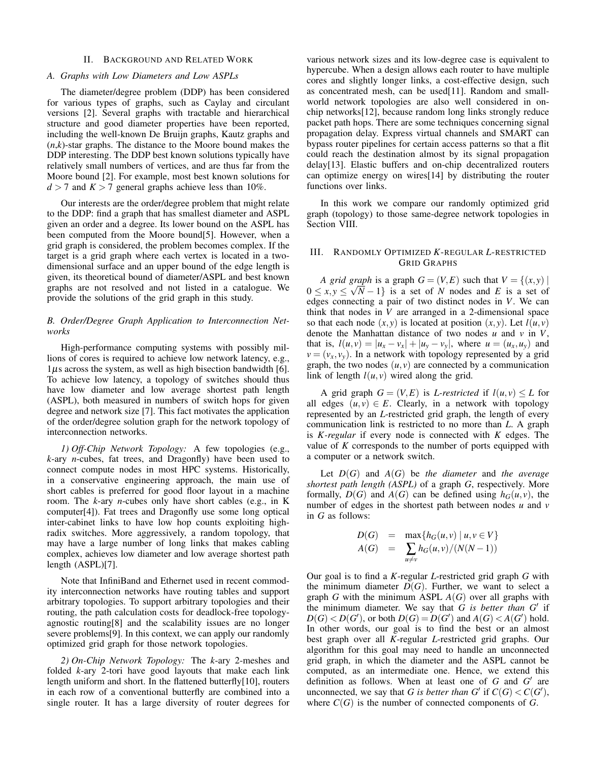## II. Background and Related Work

### A. Graphs with Low Diameters and Low ASPLs

The diameter/degree problem (DDP) has been considered for various types of graphs, such as Caylay and circulant versions [2]. Several graphs with tractable and hierarchical structure and good diameter properties have been reported, including the well-known De Bruijn graphs, Kautz graphs and ($n$,$k$)-star graphs. The distance to the Moore bound makes the DDP interesting. The DDP best known solutions typically have relatively small numbers of vertices, and are thus far from the Moore bound [2]. For example, most best known solutions for $d > 7$ and $K > 7$ general graphs achieve less than 10%.

Our interests are the order/degree problem that might relate to the DDP: find a graph that has smallest diameter and ASPL given an order and a degree. Its lower bound on the ASPL has been computed from the Moore bound[5]. However, when a grid graph is considered, the problem becomes complex. If the target is a grid graph where each vertex is located in a two-dimensional surface and an upper bound of the edge length is given, its theoretical bound of diameter/ASPL and best known graphs are not resolved and not listed in a catalogue. We provide the solutions of the grid graph in this study.

### B. Order/Degree Graph Application to Interconnection Networks

High-performance computing systems with possibly millions of cores is required to achieve low network latency, e.g., $1\mu$s across the system, as well as high bisection bandwidth [6]. To achieve low latency, a topology of switches should thus have low diameter and low average shortest path length (ASPL), both measured in numbers of switch hops for given degree and network size [7]. This fact motivates the application of the order/degree solution graph for the network topology of interconnection networks.

*1) Off-Chip Network Topology:* A few topologies (e.g., $k$-ary $n$-cubes, fat trees, and Dragonfly) have been used to connect compute nodes in most HPC systems. Historically, in a conservative engineering approach, the main use of short cables is preferred for good floor layout in a machine room. The $k$-ary $n$-cubes only have short cables (e.g., in K computer[4]). Fat trees and Dragonfly use some long optical inter-cabinet links to have low hop counts exploiting high-radix switches. More aggressively, a random topology, that may have a large number of long links that makes cabling complex, achieves low diameter and low average shortest path length (ASPL)[7].

Note that InfiniBand and Ethernet used in recent commodity interconnection networks have routing tables and support arbitrary topologies. To support arbitrary topologies and their routing, the path calculation costs for deadlock-free topology-agnostic routing[8] and the scalability issues are no longer severe problems[9]. In this context, we can apply our randomly optimized grid graph for those network topologies.

*2) On-Chip Network Topology:* The $k$-ary 2-meshes and folded $k$-ary 2-tori have good layouts that make each link length uniform and short. In the flattened butterfly[10], routers in each row of a conventional butterfly are combined into a single router. It has a large diversity of router degrees for various network sizes and its low-degree case is equivalent to hypercube. When a design allows each router to have multiple cores and slightly longer links, a cost-effective design, such as concentrated mesh, can be used[11]. Random and small-world network topologies are also well considered in on-chip networks[12], because random long links strongly reduce packet path hops. There are some techniques concerning signal propagation delay. Express virtual channels and SMART can bypass router pipelines for certain access patterns so that a flit could reach the destination almost by its signal propagation delay[13]. Elastic buffers and on-chip decentralized routers can optimize energy on wires[14] by distributing the router functions over links.

In this work we compare our randomly optimized grid graph (topology) to those same-degree network topologies in Section VIII.

## III. Randomly Optimized $K$-regular $L$-restricted Grid Graphs

*A grid graph* is a graph $G = (V,E)$ such that $V = \{(x,y) \mid 0 \leq x,y \leq \sqrt{N}-1\}$ is a set of $N$ nodes and $E$ is a set of edges connecting a pair of two distinct nodes in $V$. We can think that nodes in $V$ are arranged in a 2-dimensional space so that each node $(x,y)$ is located at position $(x,y)$. Let $l(u,v)$ denote the Manhattan distance of two nodes $u$ and $v$ in $V$, that is, $l(u,v) = |u_x - v_x| + |u_y - v_y|$, where $u = (u_x,u_y)$ and $v = (v_x,v_y)$. In a network with topology represented by a grid graph, the two nodes $(u,v)$ are connected by a communication link of length $l(u,v)$ wired along the grid.

A grid graph $G = (V,E)$ is *L-restricted* if $l(u,v) \leq L$ for all edges $(u,v) \in E$. Clearly, in a network with topology represented by an $L$-restricted grid graph, the length of every communication link is restricted to no more than $L$. A graph is *K-regular* if every node is connected with $K$ edges. The value of $K$ corresponds to the number of ports equipped with a computer or a network switch.

Let $D(G)$ and $A(G)$ be *the diameter* and *the average shortest path length (ASPL)* of a graph $G$, respectively. More formally, $D(G)$ and $A(G)$ can be defined using $h_G(u,v)$, the number of edges in the shortest path between nodes $u$ and $v$ in $G$ as follows:

$$
\begin{aligned}
D(G) &= \max\{h_G(u,v) \mid u,v \in V\} \\
A(G) &= \sum_{u \neq v} h_G(u,v)/(N(N-1))
\end{aligned}
$$

Our goal is to find a $K$-regular $L$-restricted grid graph $G$ with the minimum diameter $D(G)$. Further, we want to select a graph $G$ with the minimum ASPL $A(G)$ over all graphs with the minimum diameter. We say that $G$ *is better than* $G'$ if $D(G) < D(G')$, or both $D(G) = D(G')$ and $A(G) < A(G')$ hold. In other words, our goal is to find the best or an almost best graph over all $K$-regular $L$-restricted grid graphs. Our algorithm for this goal may need to handle an unconnected grid graph, in which the diameter and the ASPL cannot be computed, as an intermediate one. Hence, we extend this definition as follows. When at least one of $G$ and $G'$ are unconnected, we say that $G$ *is better than* $G'$ if $C(G) < C(G')$, where $C(G)$ is the number of connected components of $G$.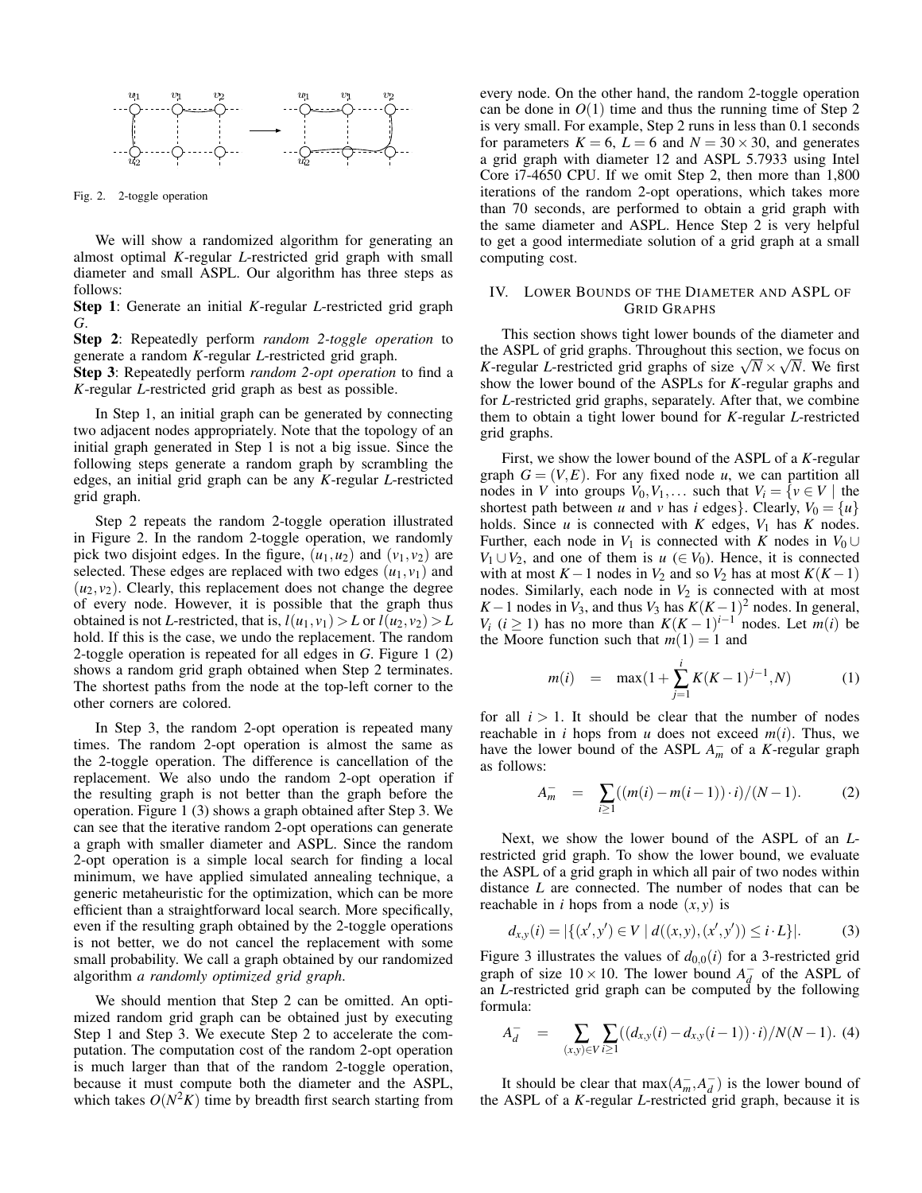Fig. 2. 2-toggle operation

We will show a randomized algorithm for generating an almost optimal $K$-regular $L$-restricted grid graph with small diameter and small ASPL. Our algorithm has three steps as follows:

**Step 1**: Generate an initial $K$-regular $L$-restricted grid graph $G$.

**Step 2**: Repeatedly perform *random 2-toggle operation* to generate a random $K$-regular $L$-restricted grid graph.

**Step 3**: Repeatedly perform *random 2-opt operation* to find a $K$-regular $L$-restricted grid graph as best as possible.

In Step 1, an initial graph can be generated by connecting two adjacent nodes appropriately. Note that the topology of an initial graph generated in Step 1 is not a big issue. Since the following steps generate a random graph by scrambling the edges, an initial grid graph can be any $K$-regular $L$-restricted grid graph.

Step 2 repeats the random 2-toggle operation illustrated in Figure 2. In the random 2-toggle operation, we randomly pick two disjoint edges. In the figure, $(u_1,u_2)$ and $(v_1,v_2)$ are selected. These edges are replaced with two edges $(u_1,v_1)$ and $(u_2,v_2)$. Clearly, this replacement does not change the degree of every node. However, it is possible that the graph thus obtained is not $L$-restricted, that is, $l(u_1,v_1) > L$ or $l(u_2,v_2) > L$ hold. If this is the case, we undo the replacement. The random 2-toggle operation is repeated for all edges in $G$. Figure 1 (2) shows a random grid graph obtained when Step 2 terminates. The shortest paths from the node at the top-left corner to the other corners are colored.

In Step 3, the random 2-opt operation is repeated many times. The random 2-opt operation is almost the same as the 2-toggle operation. The difference is cancellation of the replacement. We also undo the random 2-opt operation if the resulting graph is not better than the graph before the operation. Figure 1 (3) shows a graph obtained after Step 3. We can see that the iterative random 2-opt operations can generate a graph with smaller diameter and ASPL. Since the random 2-opt operation is a simple local search for finding a local minimum, we have applied simulated annealing technique, a generic metaheuristic for the optimization, which can be more efficient than a straightforward local search. More specifically, even if the resulting graph obtained by the 2-toggle operations is not better, we do not cancel the replacement with some small probability. We call a graph obtained by our randomized algorithm *a randomly optimized grid graph*.

We should mention that Step 2 can be omitted. An optimized random grid graph can be obtained just by executing Step 1 and Step 3. We execute Step 2 to accelerate the computation. The computation cost of the random 2-opt operation is much larger than that of the random 2-toggle operation, because it must compute both the diameter and the ASPL, which takes $O(N^2K)$ time by breadth first search starting from every node. On the other hand, the random 2-toggle operation can be done in $O(1)$ time and thus the running time of Step 2 is very small. For example, Step 2 runs in less than 0.1 seconds for parameters $K = 6$, $L = 6$ and $N = 30 \times 30$, and generates a grid graph with diameter 12 and ASPL 5.7933 using Intel Core i7-4650 CPU. If we omit Step 2, then more than 1,800 iterations of the random 2-opt operations, which takes more than 70 seconds, are performed to obtain a grid graph with the same diameter and ASPL. Hence Step 2 is very helpful to get a good intermediate solution of a grid graph at a small computing cost.

## IV. Lower Bounds of the Diameter and ASPL of Grid Graphs

This section shows tight lower bounds of the diameter and the ASPL of grid graphs. Throughout this section, we focus on $K$-regular $L$-restricted grid graphs of size $\sqrt{N} \times \sqrt{N}$. We first show the lower bound of the ASPLs for $K$-regular graphs and for $L$-restricted grid graphs, separately. After that, we combine them to obtain a tight lower bound for $K$-regular $L$-restricted grid graphs.

First, we show the lower bound of the ASPL of a $K$-regular graph $G = (V,E)$. For any fixed node $u$, we can partition all nodes in $V$ into groups $V_0, V_1, \ldots$ such that $V_i = \{v \in V \mid$ the shortest path between $u$ and $v$ has $i$ edges$\}$. Clearly, $V_0 = \{u\}$ holds. Since $u$ is connected with $K$ edges, $V_1$ has $K$ nodes. Further, each node in $V_1$ is connected with $K$ nodes in $V_0 \cup V_1 \cup V_2$, and one of them is $u$ ($\in V_0$). Hence, it is connected with at most $K-1$ nodes in $V_2$ and so $V_2$ has at most $K(K-1)$ nodes. Similarly, each node in $V_2$ is connected with at most $K-1$ nodes in $V_3$, and thus $V_3$ has $K(K-1)^2$ nodes. In general, $V_i$ ($i \geq 1$) has no more than $K(K-1)^{i-1}$ nodes. Let $m(i)$ be the Moore function such that $m(1) = 1$ and

$$m(i) \quad = \quad \max(1 + \sum_{j=1}^{i} K(K-1)^{j-1}, N) \qquad (1)$$

for all $i > 1$. It should be clear that the number of nodes reachable in $i$ hops from $u$ does not exceed $m(i)$. Thus, we have the lower bound of the ASPL $A_m^-$ of a $K$-regular graph as follows:

$$A_m^- \quad = \quad \sum_{i \geq 1} ((m(i) - m(i-1)) \cdot i)/(N-1). \qquad (2)$$

Next, we show the lower bound of the ASPL of an $L$-restricted grid graph. To show the lower bound, we evaluate the ASPL of a grid graph in which all pair of two nodes within distance $L$ are connected. The number of nodes that can be reachable in $i$ hops from a node $(x,y)$ is

$$d_{x,y}(i) = |\{(x',y') \in V \mid d((x,y),(x',y')) \leq i \cdot L\}|. \qquad (3)$$

Figure 3 illustrates the values of $d_{0,0}(i)$ for a 3-restricted grid graph of size $10 \times 10$. The lower bound $A_d^-$ of the ASPL of an $L$-restricted grid graph can be computed by the following formula:

$$A_d^- \quad = \quad \sum_{(x,y) \in V} \sum_{i \geq 1} ((d_{x,y}(i) - d_{x,y}(i-1)) \cdot i)/N(N-1). \qquad (4)$$

It should be clear that $\max(A_m^-, A_d^-)$ is the lower bound of the ASPL of a $K$-regular $L$-restricted grid graph, because it is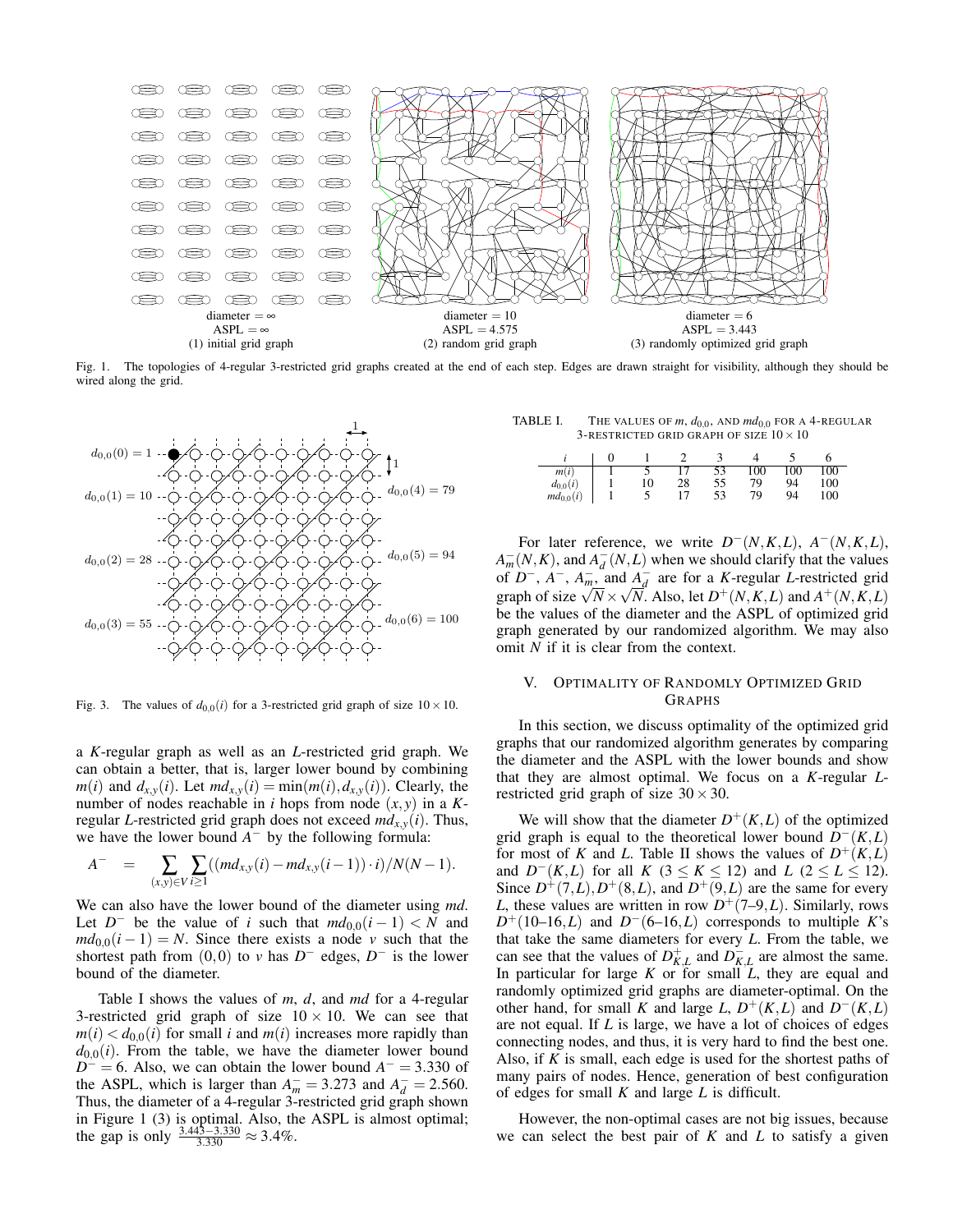diameter = ∞
ASPL = ∞
(1) initial grid graph

diameter = 10
ASPL = 4.575
(2) random grid graph

diameter = 6
ASPL = 3.443
(3) randomly optimized grid graph

Fig. 1. The topologies of 4-regular 3-restricted grid graphs created at the end of each step. Edges are drawn straight for visibility, although they should be wired along the grid.

$d_{0,0}(0) = 1$, $d_{0,0}(1) = 10$, $d_{0,0}(2) = 28$, $d_{0,0}(3) = 55$, $d_{0,0}(4) = 79$, $d_{0,0}(5) = 94$, $d_{0,0}(6) = 100$

Fig. 3. The values of $d_{0,0}(i)$ for a 3-restricted grid graph of size $10 \times 10$.

a $K$-regular graph as well as an $L$-restricted grid graph. We can obtain a better, that is, larger lower bound by combining $m(i)$ and $d_{x,y}(i)$. Let $md_{x,y}(i) = \min(m(i), d_{x,y}(i))$. Clearly, the number of nodes reachable in $i$ hops from node $(x,y)$ in a $K$-regular $L$-restricted grid graph does not exceed $md_{x,y}(i)$. Thus, we have the lower bound $A^-$ by the following formula:

$$A^- \;=\; \sum_{(x,y)\in V}\sum_{i\geq 1}((md_{x,y}(i) - md_{x,y}(i-1))\cdot i)/N(N-1).$$

We can also have the lower bound of the diameter using $md$. Let $D^-$ be the value of $i$ such that $md_{0,0}(i-1) < N$ and $md_{0,0}(i-1) = N$. Since there exists a node $v$ such that the shortest path from $(0,0)$ to $v$ has $D^-$ edges, $D^-$ is the lower bound of the diameter.

Table I shows the values of $m$, $d$, and $md$ for a 4-regular 3-restricted grid graph of size $10 \times 10$. We can see that $m(i) < d_{0,0}(i)$ for small $i$ and $m(i)$ increases more rapidly than $d_{0,0}(i)$. From the table, we have the diameter lower bound $D^- = 6$. Also, we can obtain the lower bound $A^- = 3.330$ of the ASPL, which is larger than $A^-_m = 3.273$ and $A^-_d = 2.560$. Thus, the diameter of a 4-regular 3-restricted grid graph shown in Figure 1 (3) is optimal. Also, the ASPL is almost optimal; the gap is only $\frac{3.443-3.330}{3.330} \approx 3.4\%$.

TABLE I. The values of $m$, $d_{0,0}$, and $md_{0,0}$ for a 4-regular 3-restricted grid graph of size $10 \times 10$

| $i$ | 0 | 1 | 2 | 3 | 4 | 5 | 6 |
|---|---|---|---|---|---|---|---|
| $m(i)$ | 1 | 5 | 17 | 53 | 100 | 100 | 100 |
| $d_{0,0}(i)$ | 1 | 10 | 28 | 55 | 79 | 94 | 100 |
| $md_{0,0}(i)$ | 1 | 5 | 17 | 53 | 79 | 94 | 100 |

For later reference, we write $D^-(N,K,L)$, $A^-(N,K,L)$, $A^-_m(N,K)$, and $A^-_d(N,L)$ when we should clarify that the values of $D^-$, $A^-$, $A^-_m$, and $A^-_d$ are for a $K$-regular $L$-restricted grid graph of size $\sqrt{N}\times\sqrt{N}$. Also, let $D^+(N,K,L)$ and $A^+(N,K,L)$ be the values of the diameter and the ASPL of optimized grid graph generated by our randomized algorithm. We may also omit $N$ if it is clear from the context.

## V. Optimality of Randomly Optimized Grid Graphs

In this section, we discuss optimality of the optimized grid graphs that our randomized algorithm generates by comparing the diameter and the ASPL with the lower bounds and show that they are almost optimal. We focus on a $K$-regular $L$-restricted grid graph of size $30 \times 30$.

We will show that the diameter $D^+(K,L)$ of the optimized grid graph is equal to the theoretical lower bound $D^-(K,L)$ for most of $K$ and $L$. Table II shows the values of $D^+(K,L)$ and $D^-(K,L)$ for all $K$ $(3 \leq K \leq 12)$ and $L$ $(2 \leq L \leq 12)$. Since $D^+(7,L), D^+(8,L)$, and $D^+(9,L)$ are the same for every $L$, these values are written in row $D^+(7\text{–}9,L)$. Similarly, rows $D^+(10\text{–}16,L)$ and $D^-(6\text{–}16,L)$ corresponds to multiple $K$'s that take the same diameters for every $L$. From the table, we can see that the values of $D^+_{K,L}$ and $D^-_{K,L}$ are almost the same. In particular for large $K$ or for small $L$, they are equal and randomly optimized grid graphs are diameter-optimal. On the other hand, for small $K$ and large $L$, $D^+(K,L)$ and $D^-(K,L)$ are not equal. If $L$ is large, we have a lot of choices of edges connecting nodes, and thus, it is very hard to find the best one. Also, if $K$ is small, each edge is used for the shortest paths of many pairs of nodes. Hence, generation of best configuration of edges for small $K$ and large $L$ is difficult.

However, the non-optimal cases are not big issues, because we can select the best pair of $K$ and $L$ to satisfy a given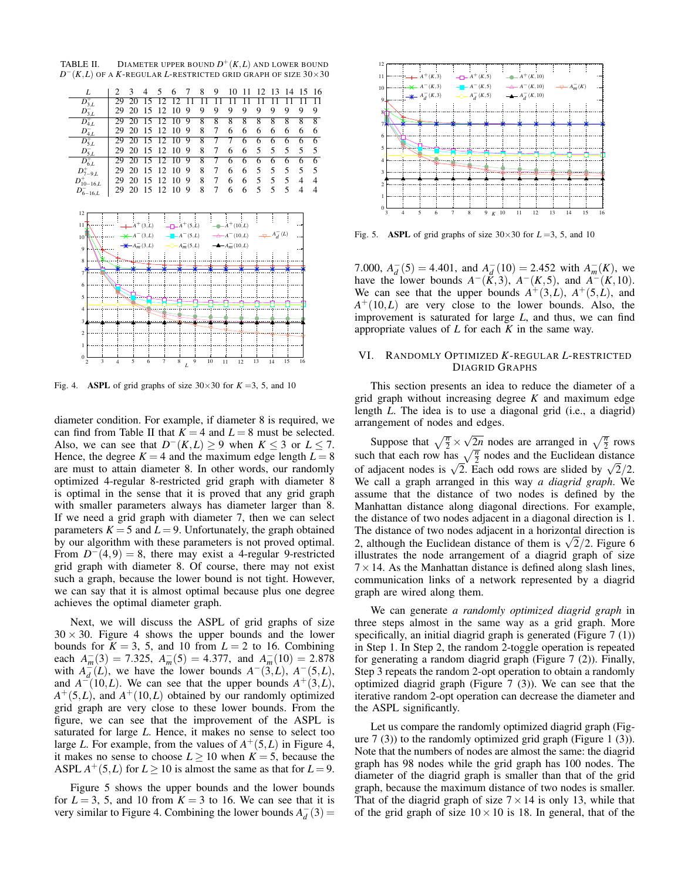TABLE II. DIAMETER UPPER BOUND $D^+(K,L)$ AND LOWER BOUND $D^-(K,L)$ OF A $K$-REGULAR $L$-RESTRICTED GRID GRAPH OF SIZE 30×30

| $L$ | 2 | 3 | 4 | 5 | 6 | 7 | 8 | 9 | 10 | 11 | 12 | 13 | 14 | 15 | 16 |
|---|---|---|---|---|---|---|---|---|---|---|---|---|---|---|---|
| $D^+_{3,L}$ | 29 | 20 | 15 | 12 | 12 | 11 | 11 | 11 | 11 | 11 | 11 | 11 | 11 | 11 | 11 |
| $D^-_{3,L}$ | 29 | 20 | 15 | 12 | 10 | 9 | 9 | 9 | 9 | 9 | 9 | 9 | 9 | 9 | 9 |
| $D^+_{4,L}$ | 29 | 20 | 15 | 12 | 10 | 9 | 8 | 8 | 8 | 8 | 8 | 8 | 8 | 8 | 8 |
| $D^-_{4,L}$ | 29 | 20 | 15 | 12 | 10 | 9 | 8 | 7 | 6 | 6 | 6 | 6 | 6 | 6 | 6 |
| $D^+_{5,L}$ | 29 | 20 | 15 | 12 | 10 | 9 | 8 | 7 | 7 | 6 | 6 | 6 | 6 | 6 | 6 |
| $D^-_{5,L}$ | 29 | 20 | 15 | 12 | 10 | 9 | 8 | 7 | 6 | 6 | 5 | 5 | 5 | 5 | 5 |
| $D^+_{6,L}$ | 29 | 20 | 15 | 12 | 10 | 9 | 8 | 7 | 6 | 6 | 6 | 6 | 6 | 6 | 6 |
| $D^+_{7-9,L}$ | 29 | 20 | 15 | 12 | 10 | 9 | 8 | 7 | 6 | 6 | 5 | 5 | 5 | 5 | 5 |
| $D^+_{10-16,L}$ | 29 | 20 | 15 | 12 | 10 | 9 | 8 | 7 | 6 | 6 | 5 | 5 | 5 | 4 | 4 |
| $D^-_{6-16,L}$ | 29 | 20 | 15 | 12 | 10 | 9 | 8 | 7 | 6 | 6 | 5 | 5 | 5 | 4 | 4 |

Fig. 4. **ASPL** of grid graphs of size 30×30 for $K$ =3, 5, and 10

diameter condition. For example, if diameter 8 is required, we can find from Table II that $K=4$ and $L=8$ must be selected. Also, we can see that $D^-(K,L) \geq 9$ when $K \leq 3$ or $L \leq 7$. Hence, the degree $K=4$ and the maximum edge length $L=8$ are must to attain diameter 8. In other words, our randomly optimized 4-regular 8-restricted grid graph with diameter 8 is optimal in the sense that it is proved that any grid graph with smaller parameters always has diameter larger than 8. If we need a grid graph with diameter 7, then we can select parameters $K=5$ and $L=9$. Unfortunately, the graph obtained by our algorithm with these parameters is not proved optimal. From $D^-(4,9)=8$, there may exist a 4-regular 9-restricted grid graph with diameter 8. Of course, there may not exist such a graph, because the lower bound is not tight. However, we can say that it is almost optimal because plus one degree achieves the optimal diameter graph.

Next, we will discuss the ASPL of grid graphs of size $30 \times 30$. Figure 4 shows the upper bounds and the lower bounds for $K=3$, 5, and 10 from $L=2$ to 16. Combining each $A^-_m(3) = 7.325$, $A^-_m(5) = 4.377$, and $A^-_m(10) = 2.878$ with $A^-_d(L)$, we have the lower bounds $A^-(3,L)$, $A^-(5,L)$, and $A^-(10,L)$. We can see that the upper bounds $A^+(3,L)$, $A^+(5,L)$, and $A^+(10,L)$ obtained by our randomly optimized grid graph are very close to these lower bounds. From the figure, we can see that the improvement of the ASPL is saturated for large $L$. Hence, it makes no sense to select too large $L$. For example, from the values of $A^+(5,L)$ in Figure 4, it makes no sense to choose $L \geq 10$ when $K=5$, because the ASPL $A^+(5,L)$ for $L \geq 10$ is almost the same as that for $L=9$.

Figure 5 shows the upper bounds and the lower bounds for $L=3$, 5, and 10 from $K=3$ to 16. We can see that it is very similar to Figure 4. Combining the lower bounds $A^-_d(3) = 7.000$, $A^-_d(5) = 4.401$, and $A^-_d(10) = 2.452$ with $A^-_m(K)$, we have the lower bounds $A^-(K,3)$, $A^-(K,5)$, and $A^-(K,10)$. We can see that the upper bounds $A^+(3,L)$, $A^+(5,L)$, and $A^+(10,L)$ are very close to the lower bounds. Also, the improvement is saturated for large $L$, and thus, we can find appropriate values of $L$ for each $K$ in the same way.

Fig. 5. **ASPL** of grid graphs of size 30×30 for $L$ =3, 5, and 10

## VI. Randomly Optimized $K$-Regular $L$-Restricted Diagrid Graphs

This section presents an idea to reduce the diameter of a grid graph without increasing degree $K$ and maximum edge length $L$. The idea is to use a diagonal grid (i.e., a diagrid) arrangement of nodes and edges.

Suppose that $\sqrt{\frac{\pi}{2}} \times \sqrt{2n}$ nodes are arranged in $\sqrt{\frac{\pi}{2}}$ rows such that each row has $\sqrt{\frac{\pi}{2}}$ nodes and the Euclidean distance of adjacent nodes is $\sqrt{2}$. Each odd rows are slided by $\sqrt{2}/2$. We call a graph arranged in this way *a diagrid graph*. We assume that the distance of two nodes is defined by the Manhattan distance along diagonal directions. For example, the distance of two nodes adjacent in a diagonal direction is 1. The distance of two nodes adjacent in a horizontal direction is 2, although the Euclidean distance of them is $\sqrt{2}/2$. Figure 6 illustrates the node arrangement of a diagrid graph of size $7 \times 14$. As the Manhattan distance is defined along slash lines, communication links of a network represented by a diagrid graph are wired along them.

We can generate *a randomly optimized diagrid graph* in three steps almost in the same way as a grid graph. More specifically, an initial diagrid graph is generated (Figure 7 (1)) in Step 1. In Step 2, the random 2-toggle operation is repeated for generating a random diagrid graph (Figure 7 (2)). Finally, Step 3 repeats the random 2-opt operation to obtain a randomly optimized diagrid graph (Figure 7 (3)). We can see that the iterative random 2-opt operation can decrease the diameter and the ASPL significantly.

Let us compare the randomly optimized diagrid graph (Figure 7 (3)) to the randomly optimized grid graph (Figure 1 (3)). Note that the numbers of nodes are almost the same: the diagrid graph has 98 nodes while the grid graph has 100 nodes. The diameter of the diagrid graph is smaller than that of the grid graph, because the maximum distance of two nodes is smaller. That of the diagrid graph of size $7 \times 14$ is only 13, while that of the grid graph of size $10 \times 10$ is 18. In general, that of the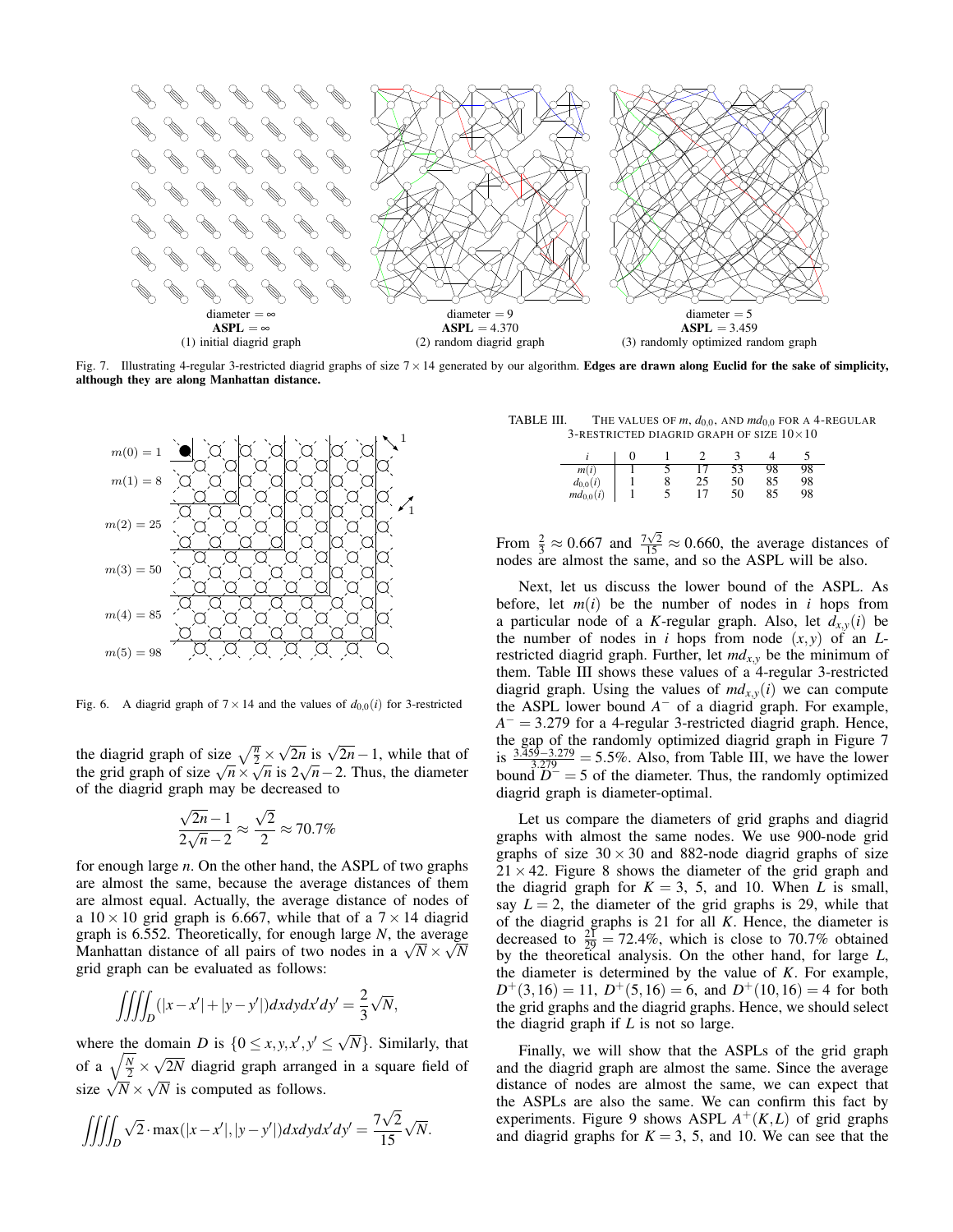diameter = ∞
**ASPL** = ∞
(1) initial diagrid graph

diameter = 9
**ASPL** = 4.370
(2) random diagrid graph

diameter = 5
**ASPL** = 3.459
(3) randomly optimized random graph

Fig. 7. Illustrating 4-regular 3-restricted diagrid graphs of size $7 \times 14$ generated by our algorithm. **Edges are drawn along Euclid for the sake of simplicity, although they are along Manhattan distance.**

$m(0) = 1$, $m(1) = 8$, $m(2) = 25$, $m(3) = 50$, $m(4) = 85$, $m(5) = 98$

Fig. 6. A diagrid graph of $7 \times 14$ and the values of $d_{0,0}(i)$ for 3-restricted

the diagrid graph of size $\sqrt{\frac{n}{2}} \times \sqrt{2n}$ is $\sqrt{2n} - 1$, while that of the grid graph of size $\sqrt{n} \times \sqrt{n}$ is $2\sqrt{n} - 2$. Thus, the diameter of the diagrid graph may be decreased to

$$\frac{\sqrt{2n} - 1}{2\sqrt{n} - 2} \approx \frac{\sqrt{2}}{2} \approx 70.7\%$$

for enough large $n$. On the other hand, the ASPL of two graphs are almost the same, because the average distances of them are almost equal. Actually, the average distance of nodes of a $10 \times 10$ grid graph is 6.667, while that of a $7 \times 14$ diagrid graph is 6.552. Theoretically, for enough large $N$, the average Manhattan distance of all pairs of two nodes in a $\sqrt{N} \times \sqrt{N}$ grid graph can be evaluated as follows:

$$\iiiint_D (|x - x'| + |y - y'|) dx dy dx' dy' = \frac{2}{3}\sqrt{N},$$

where the domain $D$ is $\{0 \leq x, y, x', y' \leq \sqrt{N}\}$. Similarly, that of a $\sqrt{\frac{N}{2}} \times \sqrt{2N}$ diagrid graph arranged in a square field of size $\sqrt{N} \times \sqrt{N}$ is computed as follows.

$$\iiiint_D \sqrt{2} \cdot \max(|x - x'|, |y - y'|) dx dy dx' dy' = \frac{7\sqrt{2}}{15}\sqrt{N}.$$

TABLE III. The values of $m$, $d_{0,0}$, and $md_{0,0}$ for a 4-regular 3-restricted diagrid graph of size $10 \times 10$

| $i$ | 0 | 1 | 2 | 3 | 4 | 5 |
|---|---|---|---|---|---|---|
| $m(i)$ | 1 | 5 | 17 | 53 | 98 | 98 |
| $d_{0,0}(i)$ | 1 | 8 | 25 | 50 | 85 | 98 |
| $md_{0,0}(i)$ | 1 | 5 | 17 | 50 | 85 | 98 |

From $\frac{2}{3} \approx 0.667$ and $\frac{7\sqrt{2}}{15} \approx 0.660$, the average distances of nodes are almost the same, and so the ASPL will be also.

Next, let us discuss the lower bound of the ASPL. As before, let $m(i)$ be the number of nodes in $i$ hops from a particular node of a $K$-regular graph. Also, let $d_{x,y}(i)$ be the number of nodes in $i$ hops from node $(x, y)$ of an $L$-restricted diagrid graph. Further, let $md_{x,y}$ be the minimum of them. Table III shows these values of a 4-regular 3-restricted diagrid graph. Using the values of $md_{x,y}(i)$ we can compute the ASPL lower bound $A^-$ of a diagrid graph. For example, $A^- = 3.279$ for a 4-regular 3-restricted diagrid graph. Hence, the gap of the randomly optimized diagrid graph in Figure 7 is $\frac{3.459 - 3.279}{3.279} = 5.5\%$. Also, from Table III, we have the lower bound $D^- = 5$ of the diameter. Thus, the randomly optimized diagrid graph is diameter-optimal.

Let us compare the diameters of grid graphs and diagrid graphs with almost the same nodes. We use 900-node grid graphs of size $30 \times 30$ and 882-node diagrid graphs of size $21 \times 42$. Figure 8 shows the diameter of the grid graph and the diagrid graph for $K = 3$, 5, and 10. When $L$ is small, say $L = 2$, the diameter of the grid graphs is 29, while that of the diagrid graphs is 21 for all $K$. Hence, the diameter is decreased to $\frac{21}{29} = 72.4\%$, which is close to 70.7% obtained by the theoretical analysis. On the other hand, for large $L$, the diameter is determined by the value of $K$. For example, $D^+(3, 16) = 11$, $D^+(5, 16) = 6$, and $D^+(10, 16) = 4$ for both the grid graphs and the diagrid graphs. Hence, we should select the diagrid graph if $L$ is not so large.

Finally, we will show that the ASPLs of the grid graph and the diagrid graph are almost the same. Since the average distance of nodes are almost the same, we can expect that the ASPLs are also the same. We can confirm this fact by experiments. Figure 9 shows ASPL $A^+(K, L)$ of grid graphs and diagrid graphs for $K = 3$, 5, and 10. We can see that the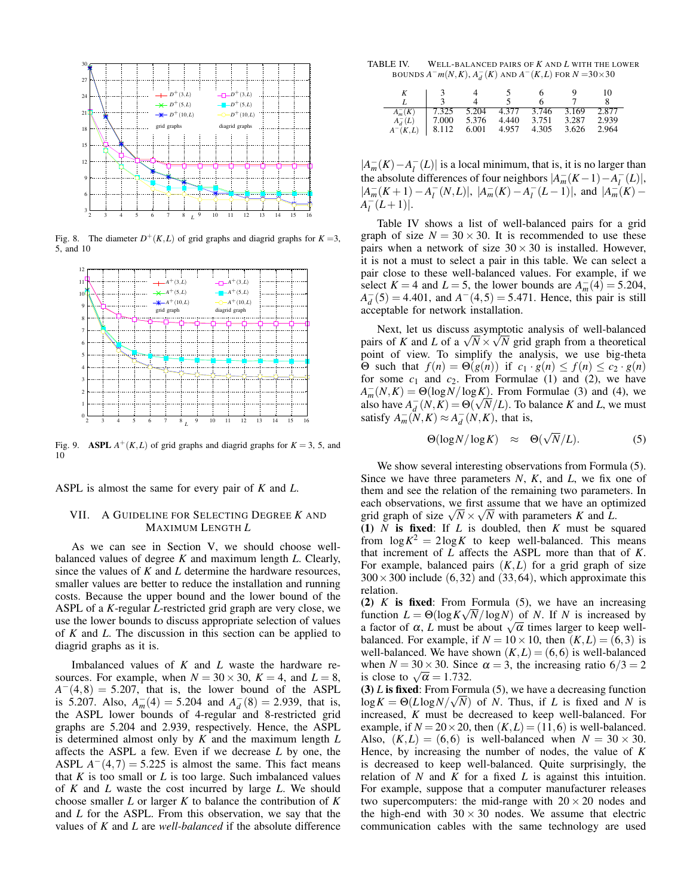Fig. 8. The diameter $D^+(K,L)$ of grid graphs and diagrid graphs for $K=3$, 5, and 10

Fig. 9. **ASPL** $A^+(K,L)$ of grid graphs and diagrid graphs for $K=3$, 5, and 10

ASPL is almost the same for every pair of $K$ and $L$.

## VII. A Guideline for Selecting Degree $K$ and Maximum Length $L$

As we can see in Section V, we should choose well-balanced values of degree $K$ and maximum length $L$. Clearly, since the values of $K$ and $L$ determine the hardware resources, smaller values are better to reduce the installation and running costs. Because the upper bound and the lower bound of the ASPL of a $K$-regular $L$-restricted grid graph are very close, we use the lower bounds to discuss appropriate selection of values of $K$ and $L$. The discussion in this section can be applied to diagrid graphs as it is.

Imbalanced values of $K$ and $L$ waste the hardware resources. For example, when $N=30\times 30$, $K=4$, and $L=8$, $A^-(4,8)=5.207$, that is, the lower bound of the ASPL is 5.207. Also, $A_m^-(4)=5.204$ and $A_d^-(8)=2.939$, that is, the ASPL lower bounds of 4-regular and 8-restricted grid graphs are 5.204 and 2.939, respectively. Hence, the ASPL is determined almost only by $K$ and the maximum length $L$ affects the ASPL a few. Even if we decrease $L$ by one, the ASPL $A^-(4,7)=5.225$ is almost the same. This fact means that $K$ is too small or $L$ is too large. Such imbalanced values of $K$ and $L$ waste the cost incurred by large $L$. We should choose smaller $L$ or larger $K$ to balance the contribution of $K$ and $L$ for the ASPL. From this observation, we say that the values of $K$ and $L$ are *well-balanced* if the absolute difference $|A_m^-(K)-A_l^-(L)|$ is a local minimum, that is, it is no larger than the absolute differences of four neighbors $|A_m^-(K-1)-A_l^-(L)|$, $|A_m^-(K+1)-A_l^-(N,L)|$, $|A_m^-(K)-A_l^-(L-1)|$, and $|A_m^-(K)-A_l^-(L+1)|$.

TABLE IV. Well-balanced pairs of $K$ and $L$ with the lower bounds $A^-m(N,K)$, $A_d^-(K)$ and $A^-(K,L)$ for $N=30\times 30$

| $K$ | 3 | 4 | 5 | 6 | 9 | 10 |
|---|---|---|---|---|---|---|
| $L$ | 3 | 4 | 5 | 6 | 7 | 8 |
| $A_m^-(K)$ | 7.325 | 5.204 | 4.377 | 3.746 | 3.169 | 2.877 |
| $A_d^-(L)$ | 7.000 | 5.376 | 4.440 | 3.751 | 3.287 | 2.939 |
| $A^-(K,L)$ | 8.112 | 6.001 | 4.957 | 4.305 | 3.626 | 2.964 |

Table IV shows a list of well-balanced pairs for a grid graph of size $N=30\times 30$. It is recommended to use these pairs when a network of size $30\times 30$ is installed. However, it is not a must to select a pair in this table. We can select a pair close to these well-balanced values. For example, if we select $K=4$ and $L=5$, the lower bounds are $A_m^-(4)=5.204$, $A_d^-(5)=4.401$, and $A^-(4,5)=5.471$. Hence, this pair is still acceptable for network installation.

Next, let us discuss asymptotic analysis of well-balanced pairs of $K$ and $L$ of a $\sqrt{N}\times\sqrt{N}$ grid graph from a theoretical point of view. To simplify the analysis, we use big-theta $\Theta$ such that $f(n)=\Theta(g(n))$ if $c_1\cdot g(n)\le f(n)\le c_2\cdot g(n)$ for some $c_1$ and $c_2$. From Formulae (1) and (2), we have $A_m^-(N,K)=\Theta(\log N/\log K)$. From Formulae (3) and (4), we also have $A_d^-(N,K)=\Theta(\sqrt{N}/L)$. To balance $K$ and $L$, we must satisfy $A_m^-(N,K)\approx A_d^-(N,K)$, that is,

$$\Theta(\log N/\log K) \quad\approx\quad \Theta(\sqrt{N}/L). \tag{5}$$

We show several interesting observations from Formula (5). Since we have three parameters $N$, $K$, and $L$, we fix one of them and see the relation of the remaining two parameters. In each observations, we first assume that we have an optimized grid graph of size $\sqrt{N}\times\sqrt{N}$ with parameters $K$ and $L$.

**(1)** $N$ **is fixed**: If $L$ is doubled, then $K$ must be squared from $\log K^2 = 2\log K$ to keep well-balanced. This means that increment of $L$ affects the ASPL more than that of $K$. For example, balanced pairs $(K,L)$ for a grid graph of size $300\times 300$ include $(6,32)$ and $(33,64)$, which approximate this relation.

**(2)** $K$ **is fixed**: From Formula (5), we have an increasing function $L=\Theta(\log K\sqrt{N}/\log N)$ of $N$. If $N$ is increased by a factor of $\alpha$, $L$ must be about $\sqrt{\alpha}$ times larger to keep well-balanced. For example, if $N=10\times 10$, then $(K,L)=(6,3)$ is well-balanced. We have shown $(K,L)=(6,6)$ is well-balanced when $N=30\times 30$. Since $\alpha=3$, the increasing ratio $6/3=2$ is close to $\sqrt{\alpha}=1.732$.

**(3)** $L$ **is fixed**: From Formula (5), we have a decreasing function $\log K=\Theta(L\log N/\sqrt{N})$ of $N$. Thus, if $L$ is fixed and $N$ is increased, $K$ must be decreased to keep well-balanced. For example, if $N=20\times 20$, then $(K,L)=(11,6)$ is well-balanced. Also, $(K,L)=(6,6)$ is well-balanced when $N=30\times 30$. Hence, by increasing the number of nodes, the value of $K$ is decreased to keep well-balanced. Quite surprisingly, the relation of $N$ and $K$ for a fixed $L$ is against this intuition. For example, suppose that a computer manufacturer releases two supercomputers: the mid-range with $20\times 20$ nodes and the high-end with $30\times 30$ nodes. We assume that electric communication cables with the same technology are used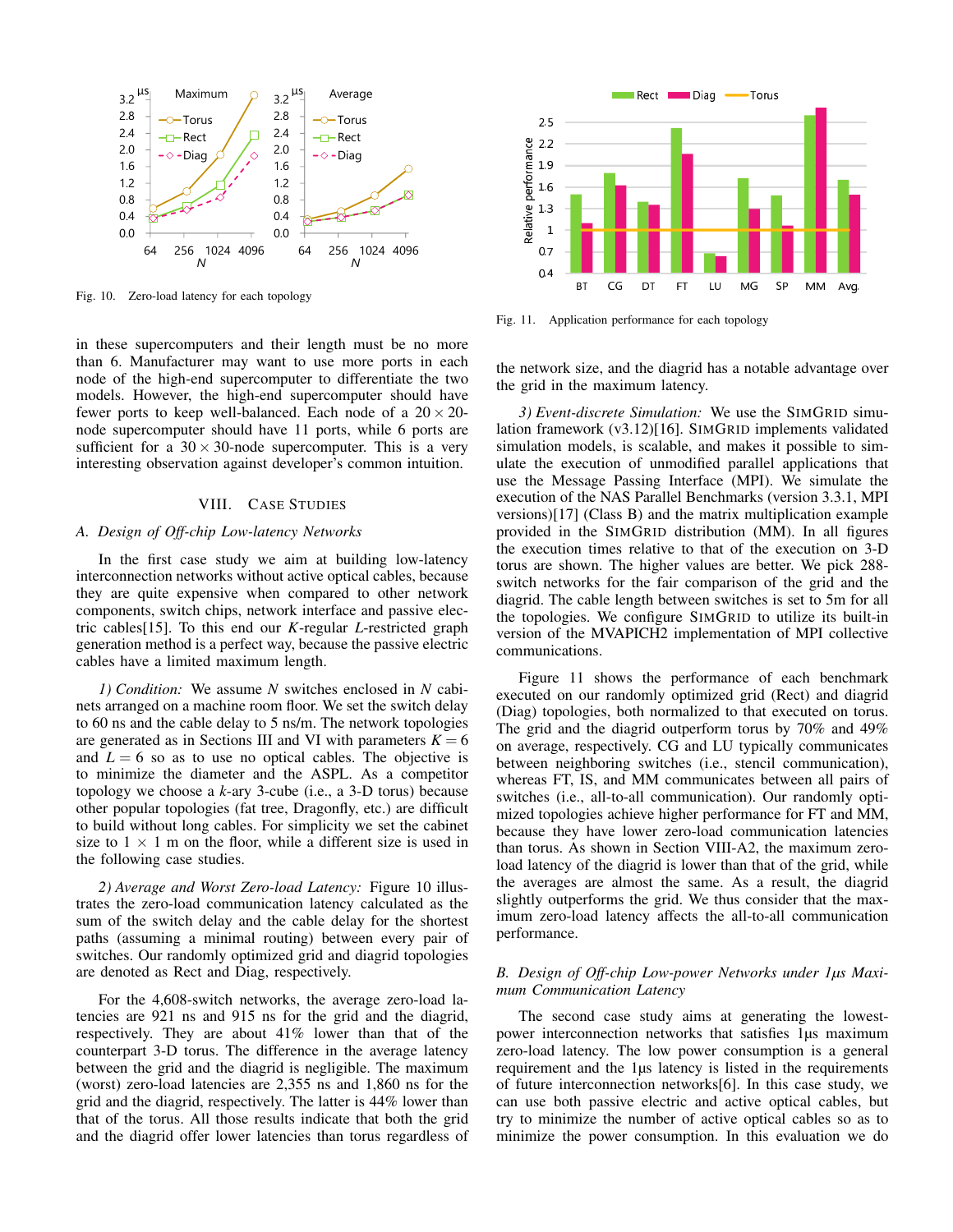Fig. 10. Zero-load latency for each topology

Fig. 11. Application performance for each topology

in these supercomputers and their length must be no more than 6. Manufacturer may want to use more ports in each node of the high-end supercomputer to differentiate the two models. However, the high-end supercomputer should have fewer ports to keep well-balanced. Each node of a $20 \times 20$-node supercomputer should have 11 ports, while 6 ports are sufficient for a $30 \times 30$-node supercomputer. This is a very interesting observation against developer's common intuition.

## VIII. Case Studies

### A. Design of Off-chip Low-latency Networks

In the first case study we aim at building low-latency interconnection networks without active optical cables, because they are quite expensive when compared to other network components, switch chips, network interface and passive electric cables[15]. To this end our $K$-regular $L$-restricted graph generation method is a perfect way, because the passive electric cables have a limited maximum length.

*1) Condition:* We assume $N$ switches enclosed in $N$ cabinets arranged on a machine room floor. We set the switch delay to 60 ns and the cable delay to 5 ns/m. The network topologies are generated as in Sections III and VI with parameters $K = 6$ and $L = 6$ so as to use no optical cables. The objective is to minimize the diameter and the ASPL. As a competitor topology we choose a $k$-ary 3-cube (i.e., a 3-D torus) because other popular topologies (fat tree, Dragonfly, etc.) are difficult to build without long cables. For simplicity we set the cabinet size to $1 \times 1$ m on the floor, while a different size is used in the following case studies.

*2) Average and Worst Zero-load Latency:* Figure 10 illustrates the zero-load communication latency calculated as the sum of the switch delay and the cable delay for the shortest paths (assuming a minimal routing) between every pair of switches. Our randomly optimized grid and diagrid topologies are denoted as Rect and Diag, respectively.

For the 4,608-switch networks, the average zero-load latencies are 921 ns and 915 ns for the grid and the diagrid, respectively. They are about 41% lower than that of the counterpart 3-D torus. The difference in the average latency between the grid and the diagrid is negligible. The maximum (worst) zero-load latencies are 2,355 ns and 1,860 ns for the grid and the diagrid, respectively. The latter is 44% lower than that of the torus. All those results indicate that both the grid and the diagrid offer lower latencies than torus regardless of the network size, and the diagrid has a notable advantage over the grid in the maximum latency.

*3) Event-discrete Simulation:* We use the SimGrid simulation framework (v3.12)[16]. SimGrid implements validated simulation models, is scalable, and makes it possible to simulate the execution of unmodified parallel applications that use the Message Passing Interface (MPI). We simulate the execution of the NAS Parallel Benchmarks (version 3.3.1, MPI versions)[17] (Class B) and the matrix multiplication example provided in the SimGrid distribution (MM). In all figures the execution times relative to that of the execution on 3-D torus are shown. The higher values are better. We pick 288-switch networks for the fair comparison of the grid and the diagrid. The cable length between switches is set to 5m for all the topologies. We configure SimGrid to utilize its built-in version of the MVAPICH2 implementation of MPI collective communications.

Figure 11 shows the performance of each benchmark executed on our randomly optimized grid (Rect) and diagrid (Diag) topologies, both normalized to that executed on torus. The grid and the diagrid outperform torus by 70% and 49% on average, respectively. CG and LU typically communicates between neighboring switches (i.e., stencil communication), whereas FT, IS, and MM communicates between all pairs of switches (i.e., all-to-all communication). Our randomly optimized topologies achieve higher performance for FT and MM, because they have lower zero-load communication latencies than torus. As shown in Section VIII-A2, the maximum zero-load latency of the diagrid is lower than that of the grid, while the averages are almost the same. As a result, the diagrid slightly outperforms the grid. We thus confirm that the maximum zero-load latency affects the all-to-all communication performance.

### B. Design of Off-chip Low-power Networks under 1μs Maximum Communication Latency

The second case study aims at generating the lowest-power interconnection networks that satisfies 1μs maximum zero-load latency. The low power consumption is a general requirement and the 1μs latency is listed in the requirements of future interconnection networks[6]. In this case study, we can use both passive electric and active optical cables, but try to minimize the number of active optical cables so as to minimize the power consumption. In this evaluation we do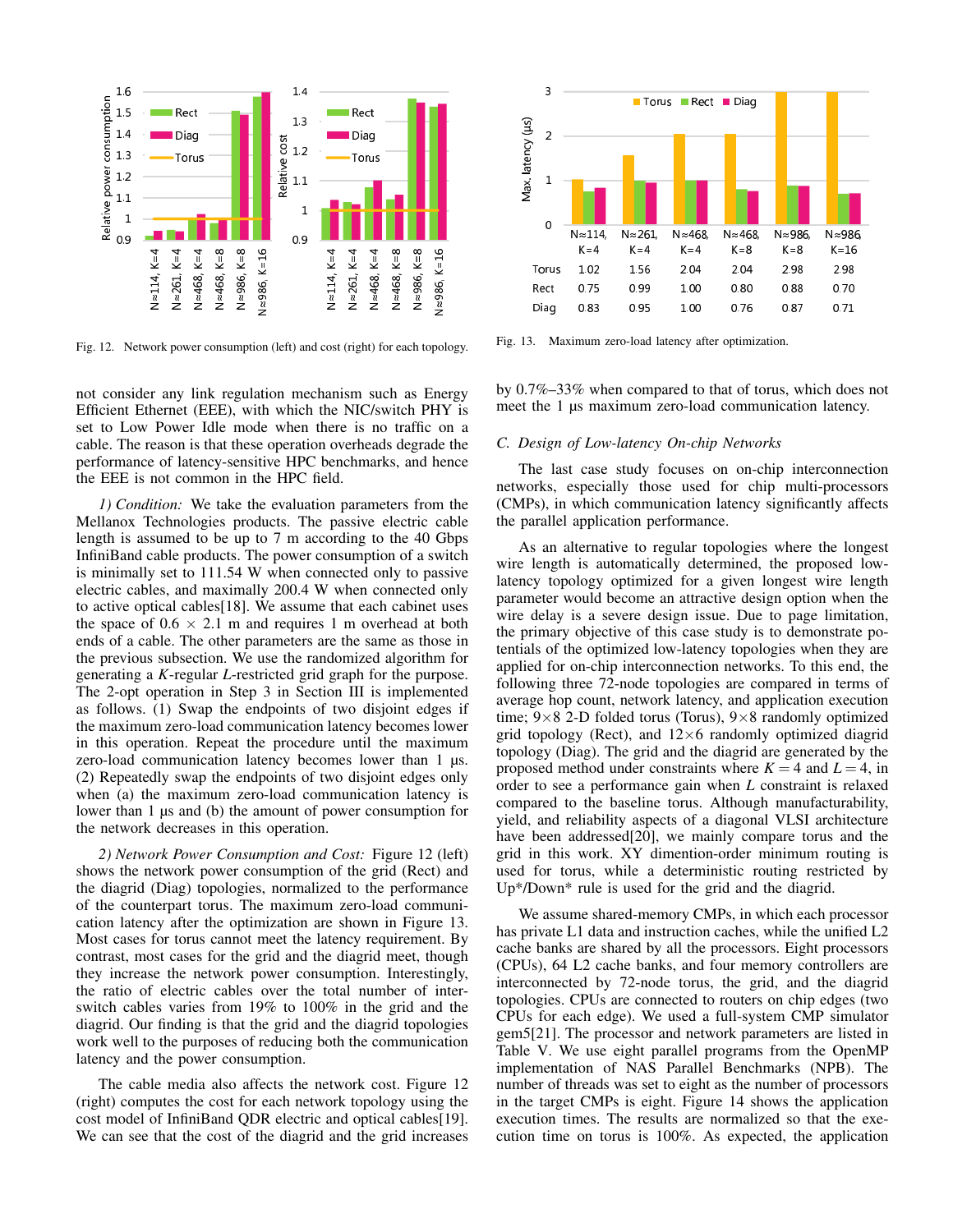Fig. 12. Network power consumption (left) and cost (right) for each topology.

| | N≈114, K=4 | N≈261, K=4 | N≈468, K=4 | N≈468, K=8 | N≈986, K=8 | N≈986, K=16 |
|---|---|---|---|---|---|---|
| Torus | 1.02 | 1.56 | 2.04 | 2.04 | 2.98 | 2.98 |
| Rect | 0.75 | 0.99 | 1.00 | 0.80 | 0.88 | 0.70 |
| Diag | 0.83 | 0.95 | 1.00 | 0.76 | 0.87 | 0.71 |

Fig. 13. Maximum zero-load latency after optimization.

not consider any link regulation mechanism such as Energy Efficient Ethernet (EEE), with which the NIC/switch PHY is set to Low Power Idle mode when there is no traffic on a cable. The reason is that these operation overheads degrade the performance of latency-sensitive HPC benchmarks, and hence the EEE is not common in the HPC field.

*1) Condition:* We take the evaluation parameters from the Mellanox Technologies products. The passive electric cable length is assumed to be up to 7 m according to the 40 Gbps InfiniBand cable products. The power consumption of a switch is minimally set to 111.54 W when connected only to passive electric cables, and maximally 200.4 W when connected only to active optical cables[18]. We assume that each cabinet uses the space of 0.6 × 2.1 m and requires 1 m overhead at both ends of a cable. The other parameters are the same as those in the previous subsection. We use the randomized algorithm for generating a $K$-regular $L$-restricted grid graph for the purpose. The 2-opt operation in Step 3 in Section III is implemented as follows. (1) Swap the endpoints of two disjoint edges if the maximum zero-load communication latency becomes lower in this operation. Repeat the procedure until the maximum zero-load communication latency becomes lower than 1 µs. (2) Repeatedly swap the endpoints of two disjoint edges only when (a) the maximum zero-load communication latency is lower than 1 µs and (b) the amount of power consumption for the network decreases in this operation.

*2) Network Power Consumption and Cost:* Figure 12 (left) shows the network power consumption of the grid (Rect) and the diagrid (Diag) topologies, normalized to the performance of the counterpart torus. The maximum zero-load communication latency after the optimization are shown in Figure 13. Most cases for torus cannot meet the latency requirement. By contrast, most cases for the grid and the diagrid meet, though they increase the network power consumption. Interestingly, the ratio of electric cables over the total number of inter-switch cables varies from 19% to 100% in the grid and the diagrid. Our finding is that the grid and the diagrid topologies work well to the purposes of reducing both the communication latency and the power consumption.

The cable media also affects the network cost. Figure 12 (right) computes the cost for each network topology using the cost model of InfiniBand QDR electric and optical cables[19]. We can see that the cost of the diagrid and the grid increases by 0.7%–33% when compared to that of torus, which does not meet the 1 µs maximum zero-load communication latency.

### C. Design of Low-latency On-chip Networks

The last case study focuses on on-chip interconnection networks, especially those used for chip multi-processors (CMPs), in which communication latency significantly affects the parallel application performance.

As an alternative to regular topologies where the longest wire length is automatically determined, the proposed low-latency topology optimized for a given longest wire length parameter would become an attractive design option when the wire delay is a severe design issue. Due to page limitation, the primary objective of this case study is to demonstrate potentials of the optimized low-latency topologies when they are applied for on-chip interconnection networks. To this end, the following three 72-node topologies are compared in terms of average hop count, network latency, and application execution time; 9×8 2-D folded torus (Torus), 9×8 randomly optimized grid topology (Rect), and 12×6 randomly optimized diagrid topology (Diag). The grid and the diagrid are generated by the proposed method under constraints where $K = 4$ and $L = 4$, in order to see a performance gain when $L$ constraint is relaxed compared to the baseline torus. Although manufacturability, yield, and reliability aspects of a diagonal VLSI architecture have been addressed[20], we mainly compare torus and the grid in this work. XY dimention-order minimum routing is used for torus, while a deterministic routing restricted by Up*/Down* rule is used for the grid and the diagrid.

We assume shared-memory CMPs, in which each processor has private L1 data and instruction caches, while the unified L2 cache banks are shared by all the processors. Eight processors (CPUs), 64 L2 cache banks, and four memory controllers are interconnected by 72-node torus, the grid, and the diagrid topologies. CPUs are connected to routers on chip edges (two CPUs for each edge). We used a full-system CMP simulator gem5[21]. The processor and network parameters are listed in Table V. We use eight parallel programs from the OpenMP implementation of NAS Parallel Benchmarks (NPB). The number of threads was set to eight as the number of processors in the target CMPs is eight. Figure 14 shows the application execution times. The results are normalized so that the execution time on torus is 100%. As expected, the application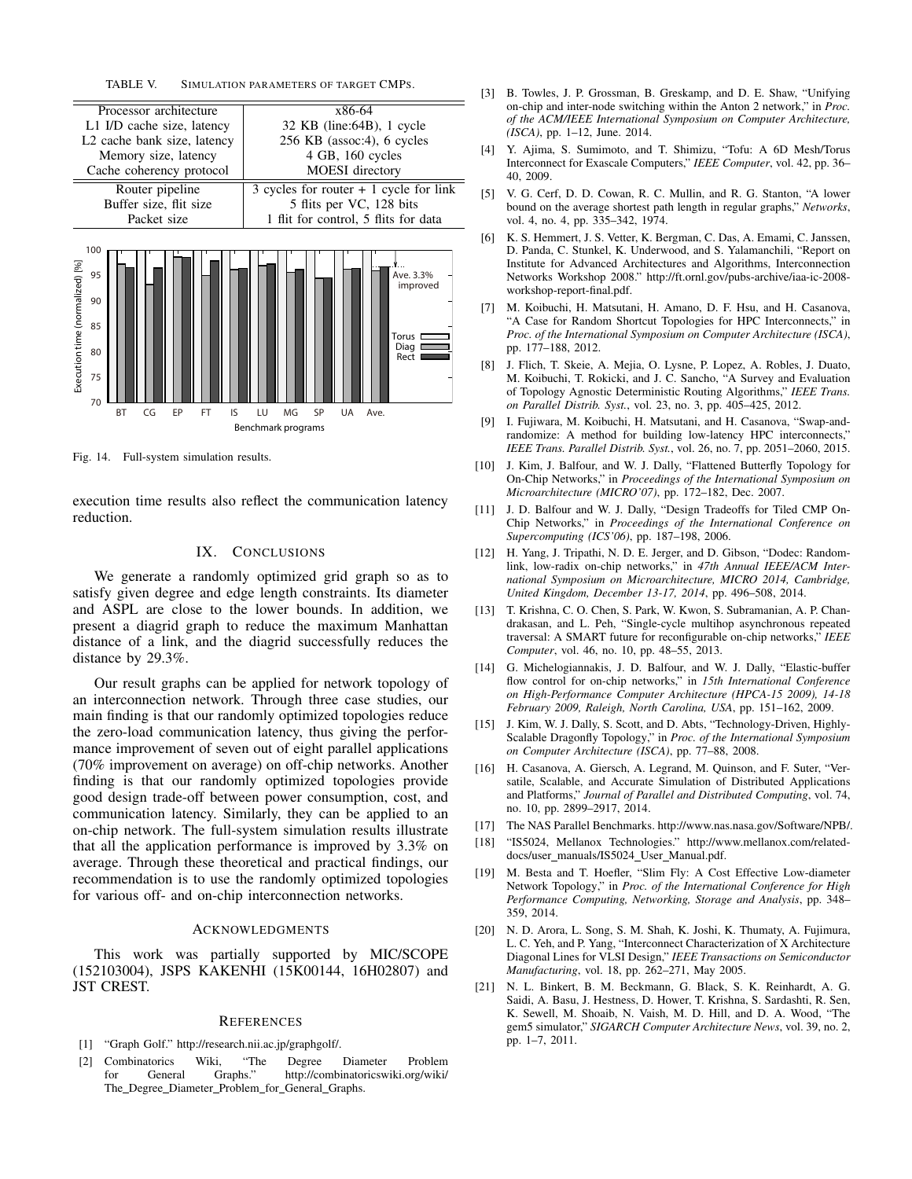TABLE V. SIMULATION PARAMETERS OF TARGET CMPS.

| | |
|---|---|
| Processor architecture | x86-64 |
| L1 I/D cache size, latency | 32 KB (line:64B), 1 cycle |
| L2 cache bank size, latency | 256 KB (assoc:4), 6 cycles |
| Memory size, latency | 4 GB, 160 cycles |
| Cache coherency protocol | MOESI directory |
| Router pipeline | 3 cycles for router + 1 cycle for link |
| Buffer size, flit size | 5 flits per VC, 128 bits |
| Packet size | 1 flit for control, 5 flits for data |

Execution time (normalized) [%]

100
95
90
85
80
75
70

BT CG EP FT IS LU MG SP UA Ave.

Benchmark programs

Ave. 3.3% improved

Torus
Diag
Rect

Fig. 14. Full-system simulation results.

execution time results also reflect the communication latency reduction.

## IX. CONCLUSIONS

We generate a randomly optimized grid graph so as to satisfy given degree and edge length constraints. Its diameter and ASPL are close to the lower bounds. In addition, we present a diagrid graph to reduce the maximum Manhattan distance of a link, and the diagrid successfully reduces the distance by 29.3%.

Our result graphs can be applied for network topology of an interconnection network. Through three case studies, our main finding is that our randomly optimized topologies reduce the zero-load communication latency, thus giving the performance improvement of seven out of eight parallel applications (70% improvement on average) on off-chip networks. Another finding is that our randomly optimized topologies provide good design trade-off between power consumption, cost, and communication latency. Similarly, they can be applied to an on-chip network. The full-system simulation results illustrate that all the application performance is improved by 3.3% on average. Through these theoretical and practical findings, our recommendation is to use the randomly optimized topologies for various off- and on-chip interconnection networks.

## ACKNOWLEDGMENTS

This work was partially supported by MIC/SCOPE (152103004), JSPS KAKENHI (15K00144, 16H02807) and JST CREST.

## REFERENCES

[1] "Graph Golf." http://research.nii.ac.jp/graphgolf/.

[2] Combinatorics Wiki, "The Degree Diameter Problem for General Graphs." http://combinatoricswiki.org/wiki/The_Degree_Diameter_Problem_for_General_Graphs.

[3] B. Towles, J. P. Grossman, B. Greskamp, and D. E. Shaw, "Unifying on-chip and inter-node switching within the Anton 2 network," in *Proc. of the ACM/IEEE International Symposium on Computer Architecture, (ISCA)*, pp. 1–12, June. 2014.

[4] Y. Ajima, S. Sumimoto, and T. Shimizu, "Tofu: A 6D Mesh/Torus Interconnect for Exascale Computers," *IEEE Computer*, vol. 42, pp. 36–40, 2009.

[5] V. G. Cerf, D. D. Cowan, R. C. Mullin, and R. G. Stanton, "A lower bound on the average shortest path length in regular graphs," *Networks*, vol. 4, no. 4, pp. 335–342, 1974.

[6] K. S. Hemmert, J. S. Vetter, K. Bergman, C. Das, A. Emami, C. Janssen, D. Panda, C. Stunkel, K. Underwood, and S. Yalamanchili, "Report on Institute for Advanced Architectures and Algorithms, Interconnection Networks Workshop 2008." http://ft.ornl.gov/pubs-archive/iaa-ic-2008-workshop-report-final.pdf.

[7] M. Koibuchi, H. Matsutani, H. Amano, D. F. Hsu, and H. Casanova, "A Case for Random Shortcut Topologies for HPC Interconnects," in *Proc. of the International Symposium on Computer Architecture (ISCA)*, pp. 177–188, 2012.

[8] J. Flich, T. Skeie, A. Mejia, O. Lysne, P. Lopez, A. Robles, J. Duato, M. Koibuchi, T. Rokicki, and J. C. Sancho, "A Survey and Evaluation of Topology Agnostic Deterministic Routing Algorithms," *IEEE Trans. on Parallel Distrib. Syst.*, vol. 23, no. 3, pp. 405–425, 2012.

[9] I. Fujiwara, M. Koibuchi, H. Matsutani, and H. Casanova, "Swap-and-randomize: A method for building low-latency HPC interconnects," *IEEE Trans. Parallel Distrib. Syst.*, vol. 26, no. 7, pp. 2051–2060, 2015.

[10] J. Kim, J. Balfour, and W. J. Dally, "Flattened Butterfly Topology for On-Chip Networks," in *Proceedings of the International Symposium on Microarchitecture (MICRO'07)*, pp. 172–182, Dec. 2007.

[11] J. D. Balfour and W. J. Dally, "Design Tradeoffs for Tiled CMP On-Chip Networks," in *Proceedings of the International Conference on Supercomputing (ICS'06)*, pp. 187–198, 2006.

[12] H. Yang, J. Tripathi, N. D. E. Jerger, and D. Gibson, "Dodec: Random-link, low-radix on-chip networks," in *47th Annual IEEE/ACM International Symposium on Microarchitecture, MICRO 2014, Cambridge, United Kingdom, December 13-17, 2014*, pp. 496–508, 2014.

[13] T. Krishna, C. O. Chen, S. Park, W. Kwon, S. Subramanian, A. P. Chandrakasan, and L. Peh, "Single-cycle multihop asynchronous repeated traversal: A SMART future for reconfigurable on-chip networks," *IEEE Computer*, vol. 46, no. 10, pp. 48–55, 2013.

[14] G. Michelogiannakis, J. D. Balfour, and W. J. Dally, "Elastic-buffer flow control for on-chip networks," in *15th International Conference on High-Performance Computer Architecture (HPCA-15 2009), 14-18 February 2009, Raleigh, North Carolina, USA*, pp. 151–162, 2009.

[15] J. Kim, W. J. Dally, S. Scott, and D. Abts, "Technology-Driven, Highly-Scalable Dragonfly Topology," in *Proc. of the International Symposium on Computer Architecture (ISCA)*, pp. 77–88, 2008.

[16] H. Casanova, A. Giersch, A. Legrand, M. Quinson, and F. Suter, "Versatile, Scalable, and Accurate Simulation of Distributed Applications and Platforms," *Journal of Parallel and Distributed Computing*, vol. 74, no. 10, pp. 2899–2917, 2014.

[17] The NAS Parallel Benchmarks. http://www.nas.nasa.gov/Software/NPB/.

[18] "IS5024, Mellanox Technologies." http://www.mellanox.com/related-docs/user_manuals/IS5024_User_Manual.pdf.

[19] M. Besta and T. Hoefler, "Slim Fly: A Cost Effective Low-diameter Network Topology," in *Proc. of the International Conference for High Performance Computing, Networking, Storage and Analysis*, pp. 348–359, 2014.

[20] N. D. Arora, L. Song, S. M. Shah, K. Joshi, K. Thumaty, A. Fujimura, L. C. Yeh, and P. Yang, "Interconnect Characterization of X Architecture Diagonal Lines for VLSI Design," *IEEE Transactions on Semiconductor Manufacturing*, vol. 18, pp. 262–271, May 2005.

[21] N. L. Binkert, B. M. Beckmann, G. Black, S. K. Reinhardt, A. G. Saidi, A. Basu, J. Hestness, D. Hower, T. Krishna, S. Sardashti, R. Sen, K. Sewell, M. Shoaib, N. Vaish, M. D. Hill, and D. A. Wood, "The gem5 simulator," *SIGARCH Computer Architecture News*, vol. 39, no. 2, pp. 1–7, 2011.